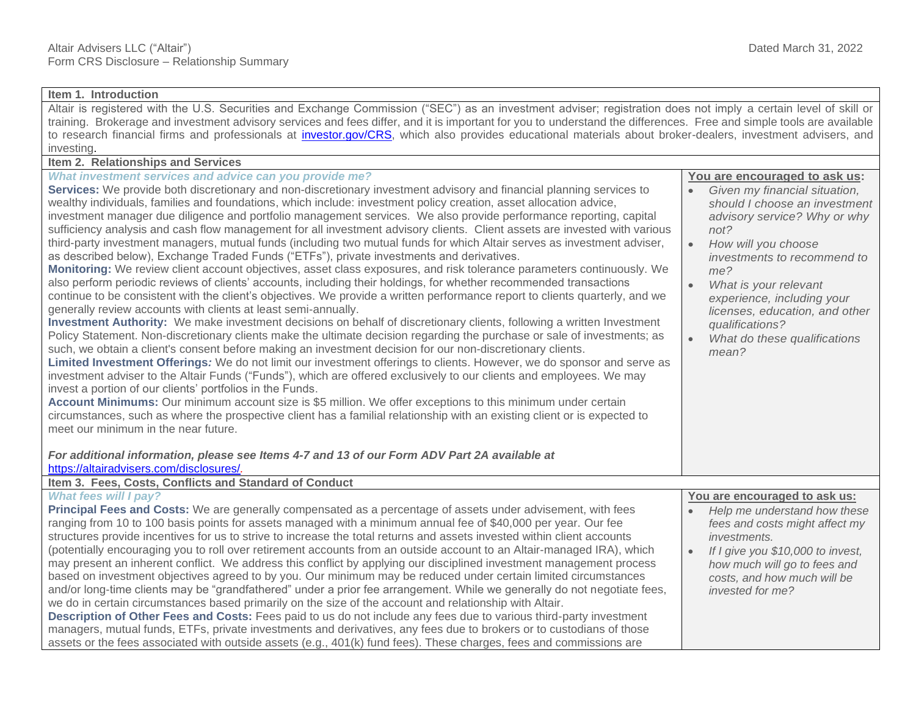Altair Advisers LLC ("Altair")
Form CRS Disclosure – Relationship Summary

Dated March 31, 2022

## Item 1. Introduction

Altair is registered with the U.S. Securities and Exchange Commission ("SEC") as an investment adviser; registration does not imply a certain level of skill or training. Brokerage and investment advisory services and fees differ, and it is important for you to understand the differences. Free and simple tools are available to research financial firms and professionals at [investor.gov/CRS](investor.gov/CRS), which also provides educational materials about broker-dealers, investment advisers, and investing.

## Item 2. Relationships and Services

***What investment services and advice can you provide me?***

**Services:** We provide both discretionary and non-discretionary investment advisory and financial planning services to wealthy individuals, families and foundations, which include: investment policy creation, asset allocation advice, investment manager due diligence and portfolio management services. We also provide performance reporting, capital sufficiency analysis and cash flow management for all investment advisory clients. Client assets are invested with various third-party investment managers, mutual funds (including two mutual funds for which Altair serves as investment adviser, as described below), Exchange Traded Funds ("ETFs"), private investments and derivatives.

**Monitoring:** We review client account objectives, asset class exposures, and risk tolerance parameters continuously. We also perform periodic reviews of clients' accounts, including their holdings, for whether recommended transactions continue to be consistent with the client's objectives. We provide a written performance report to clients quarterly, and we generally review accounts with clients at least semi-annually.

**Investment Authority:** We make investment decisions on behalf of discretionary clients, following a written Investment Policy Statement. Non-discretionary clients make the ultimate decision regarding the purchase or sale of investments; as such, we obtain a client's consent before making an investment decision for our non-discretionary clients.

**Limited Investment Offerings*:*** We do not limit our investment offerings to clients. However, we do sponsor and serve as investment adviser to the Altair Funds ("Funds"), which are offered exclusively to our clients and employees. We may invest a portion of our clients' portfolios in the Funds.

**Account Minimums:** Our minimum account size is $5 million. We offer exceptions to this minimum under certain circumstances, such as where the prospective client has a familial relationship with an existing client or is expected to meet our minimum in the near future.

***For additional information, please see Items 4-7 and 13 of our Form ADV Part 2A available at*** [https://altairadvisers.com/disclosures/](https://altairadvisers.com/disclosures/).

**You are encouraged to ask us:**

- *Given my financial situation, should I choose an investment advisory service? Why or why not?*
- *How will you choose investments to recommend to me?*
- *What is your relevant experience, including your licenses, education, and other qualifications?*
- *What do these qualifications mean?*

## Item 3. Fees, Costs, Conflicts and Standard of Conduct

***What fees will I pay?***

**Principal Fees and Costs:** We are generally compensated as a percentage of assets under advisement, with fees ranging from 10 to 100 basis points for assets managed with a minimum annual fee of $40,000 per year. Our fee structures provide incentives for us to strive to increase the total returns and assets invested within client accounts (potentially encouraging you to roll over retirement accounts from an outside account to an Altair-managed IRA), which may present an inherent conflict. We address this conflict by applying our disciplined investment management process based on investment objectives agreed to by you. Our minimum may be reduced under certain limited circumstances and/or long-time clients may be "grandfathered" under a prior fee arrangement. While we generally do not negotiate fees, we do in certain circumstances based primarily on the size of the account and relationship with Altair.

**Description of Other Fees and Costs:** Fees paid to us do not include any fees due to various third-party investment managers, mutual funds, ETFs, private investments and derivatives, any fees due to brokers or to custodians of those assets or the fees associated with outside assets (e.g., 401(k) fund fees). These charges, fees and commissions are

**You are encouraged to ask us:**

- *Help me understand how these fees and costs might affect my investments.*
- *If I give you $10,000 to invest, how much will go to fees and costs, and how much will be invested for me?*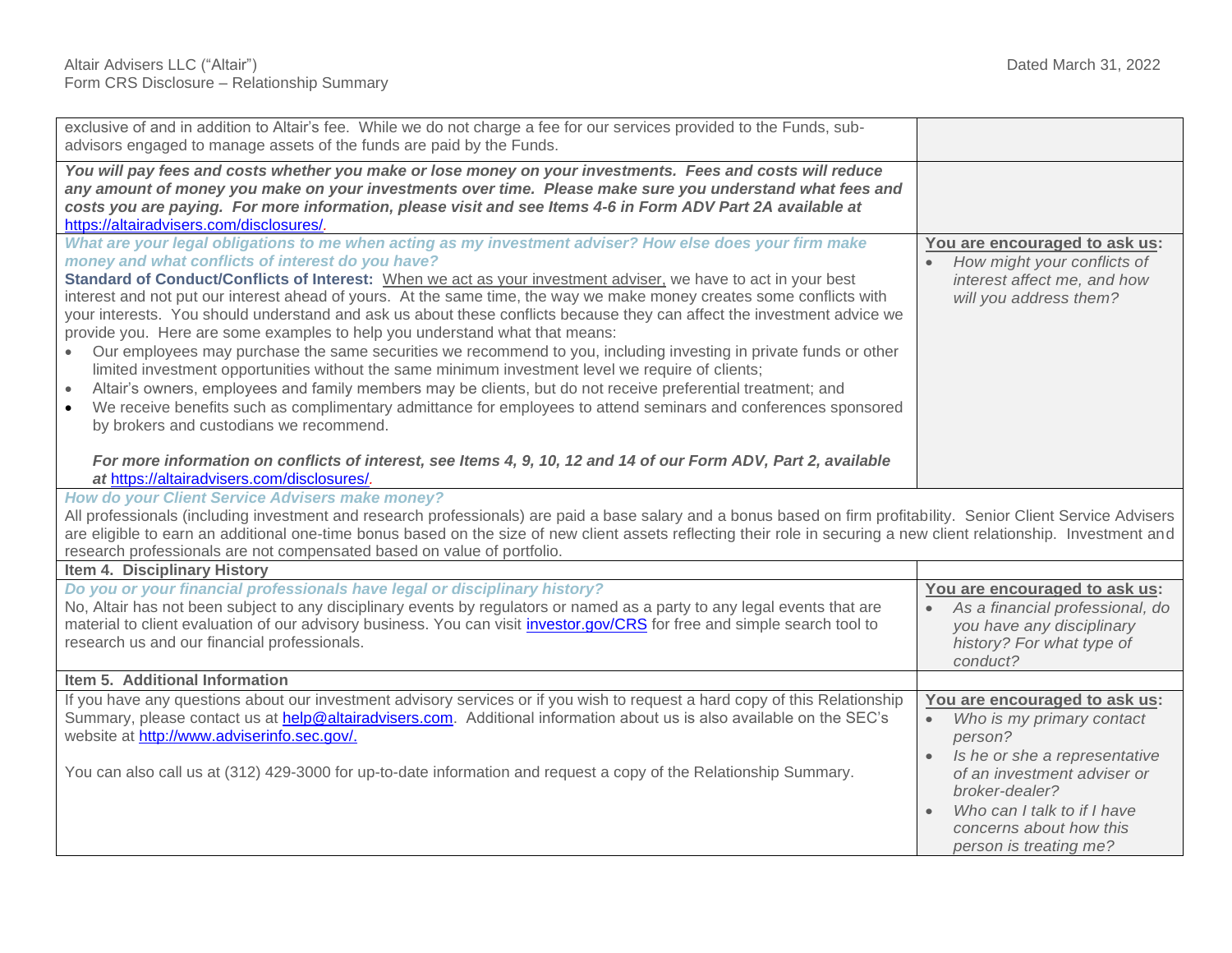exclusive of and in addition to Altair's fee. While we do not charge a fee for our services provided to the Funds, sub-advisors engaged to manage assets of the funds are paid by the Funds.

***You will pay fees and costs whether you make or lose money on your investments. Fees and costs will reduce any amount of money you make on your investments over time. Please make sure you understand what fees and costs you are paying. For more information, please visit and see Items 4-6 in Form ADV Part 2A available at*** https://altairadvisers.com/disclosures/.

*What are your legal obligations to me when acting as my investment adviser? How else does your firm make money and what conflicts of interest do you have?*

**Standard of Conduct/Conflicts of Interest:** When we act as your investment adviser, we have to act in your best interest and not put our interest ahead of yours. At the same time, the way we make money creates some conflicts with your interests. You should understand and ask us about these conflicts because they can affect the investment advice we provide you. Here are some examples to help you understand what that means:

- Our employees may purchase the same securities we recommend to you, including investing in private funds or other limited investment opportunities without the same minimum investment level we require of clients;
- Altair's owners, employees and family members may be clients, but do not receive preferential treatment; and
- We receive benefits such as complimentary admittance for employees to attend seminars and conferences sponsored by brokers and custodians we recommend.

  ***For more information on conflicts of interest, see Items 4, 9, 10, 12 and 14 of our Form ADV, Part 2, available at*** https://altairadvisers.com/disclosures/.

**You are encouraged to ask us:**

- *How might your conflicts of interest affect me, and how will you address them?*

*How do your Client Service Advisers make money?*

All professionals (including investment and research professionals) are paid a base salary and a bonus based on firm profitability. Senior Client Service Advisers are eligible to earn an additional one-time bonus based on the size of new client assets reflecting their role in securing a new client relationship. Investment and research professionals are not compensated based on value of portfolio.

## Item 4. Disciplinary History

*Do you or your financial professionals have legal or disciplinary history?*

No, Altair has not been subject to any disciplinary events by regulators or named as a party to any legal events that are material to client evaluation of our advisory business. You can visit investor.gov/CRS for free and simple search tool to research us and our financial professionals.

**You are encouraged to ask us:**

- *As a financial professional, do you have any disciplinary history? For what type of conduct?*

## Item 5. Additional Information

If you have any questions about our investment advisory services or if you wish to request a hard copy of this Relationship Summary, please contact us at help@altairadvisers.com. Additional information about us is also available on the SEC's website at http://www.adviserinfo.sec.gov/.

You can also call us at (312) 429-3000 for up-to-date information and request a copy of the Relationship Summary.

**You are encouraged to ask us:**

- *Who is my primary contact person?*
- *Is he or she a representative of an investment adviser or broker-dealer?*
- *Who can I talk to if I have concerns about how this person is treating me?*